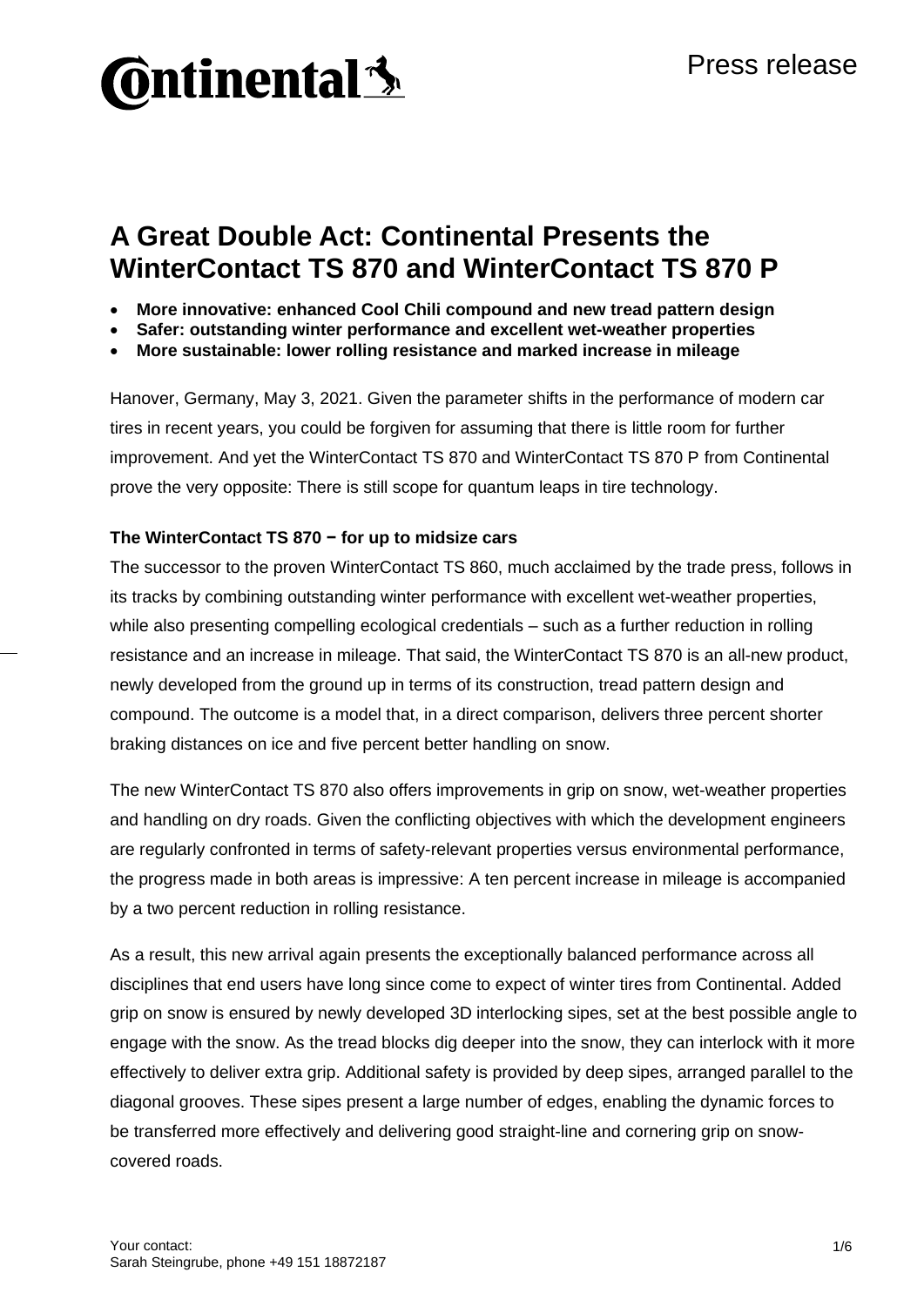Continental

Press release

# A Great Double Act: Continental Presents the WinterContact TS 870 and WinterContact TS 870 P

- **More innovative: enhanced Cool Chili compound and new tread pattern design**
- **Safer: outstanding winter performance and excellent wet-weather properties**
- **More sustainable: lower rolling resistance and marked increase in mileage**

Hanover, Germany, May 3, 2021. Given the parameter shifts in the performance of modern car tires in recent years, you could be forgiven for assuming that there is little room for further improvement. And yet the WinterContact TS 870 and WinterContact TS 870 P from Continental prove the very opposite: There is still scope for quantum leaps in tire technology.

**The WinterContact TS 870 − for up to midsize cars**

The successor to the proven WinterContact TS 860, much acclaimed by the trade press, follows in its tracks by combining outstanding winter performance with excellent wet-weather properties, while also presenting compelling ecological credentials – such as a further reduction in rolling resistance and an increase in mileage. That said, the WinterContact TS 870 is an all-new product, newly developed from the ground up in terms of its construction, tread pattern design and compound. The outcome is a model that, in a direct comparison, delivers three percent shorter braking distances on ice and five percent better handling on snow.

The new WinterContact TS 870 also offers improvements in grip on snow, wet-weather properties and handling on dry roads. Given the conflicting objectives with which the development engineers are regularly confronted in terms of safety-relevant properties versus environmental performance, the progress made in both areas is impressive: A ten percent increase in mileage is accompanied by a two percent reduction in rolling resistance.

As a result, this new arrival again presents the exceptionally balanced performance across all disciplines that end users have long since come to expect of winter tires from Continental. Added grip on snow is ensured by newly developed 3D interlocking sipes, set at the best possible angle to engage with the snow. As the tread blocks dig deeper into the snow, they can interlock with it more effectively to deliver extra grip. Additional safety is provided by deep sipes, arranged parallel to the diagonal grooves. These sipes present a large number of edges, enabling the dynamic forces to be transferred more effectively and delivering good straight-line and cornering grip on snow-covered roads.

Your contact:
Sarah Steingrube, phone +49 151 18872187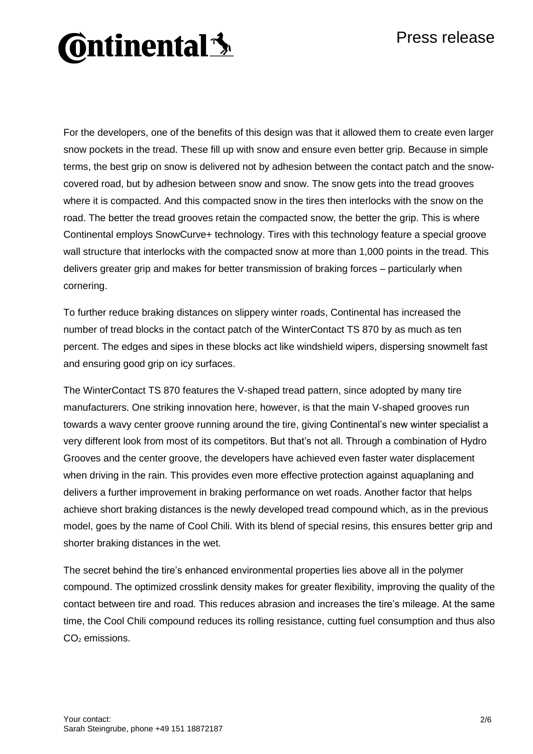For the developers, one of the benefits of this design was that it allowed them to create even larger snow pockets in the tread. These fill up with snow and ensure even better grip. Because in simple terms, the best grip on snow is delivered not by adhesion between the contact patch and the snow-covered road, but by adhesion between snow and snow. The snow gets into the tread grooves where it is compacted. And this compacted snow in the tires then interlocks with the snow on the road. The better the tread grooves retain the compacted snow, the better the grip. This is where Continental employs SnowCurve+ technology. Tires with this technology feature a special groove wall structure that interlocks with the compacted snow at more than 1,000 points in the tread. This delivers greater grip and makes for better transmission of braking forces – particularly when cornering.

To further reduce braking distances on slippery winter roads, Continental has increased the number of tread blocks in the contact patch of the WinterContact TS 870 by as much as ten percent. The edges and sipes in these blocks act like windshield wipers, dispersing snowmelt fast and ensuring good grip on icy surfaces.

The WinterContact TS 870 features the V-shaped tread pattern, since adopted by many tire manufacturers. One striking innovation here, however, is that the main V-shaped grooves run towards a wavy center groove running around the tire, giving Continental's new winter specialist a very different look from most of its competitors. But that's not all. Through a combination of Hydro Grooves and the center groove, the developers have achieved even faster water displacement when driving in the rain. This provides even more effective protection against aquaplaning and delivers a further improvement in braking performance on wet roads. Another factor that helps achieve short braking distances is the newly developed tread compound which, as in the previous model, goes by the name of Cool Chili. With its blend of special resins, this ensures better grip and shorter braking distances in the wet.

The secret behind the tire's enhanced environmental properties lies above all in the polymer compound. The optimized crosslink density makes for greater flexibility, improving the quality of the contact between tire and road. This reduces abrasion and increases the tire's mileage. At the same time, the Cool Chili compound reduces its rolling resistance, cutting fuel consumption and thus also $CO_2$ emissions.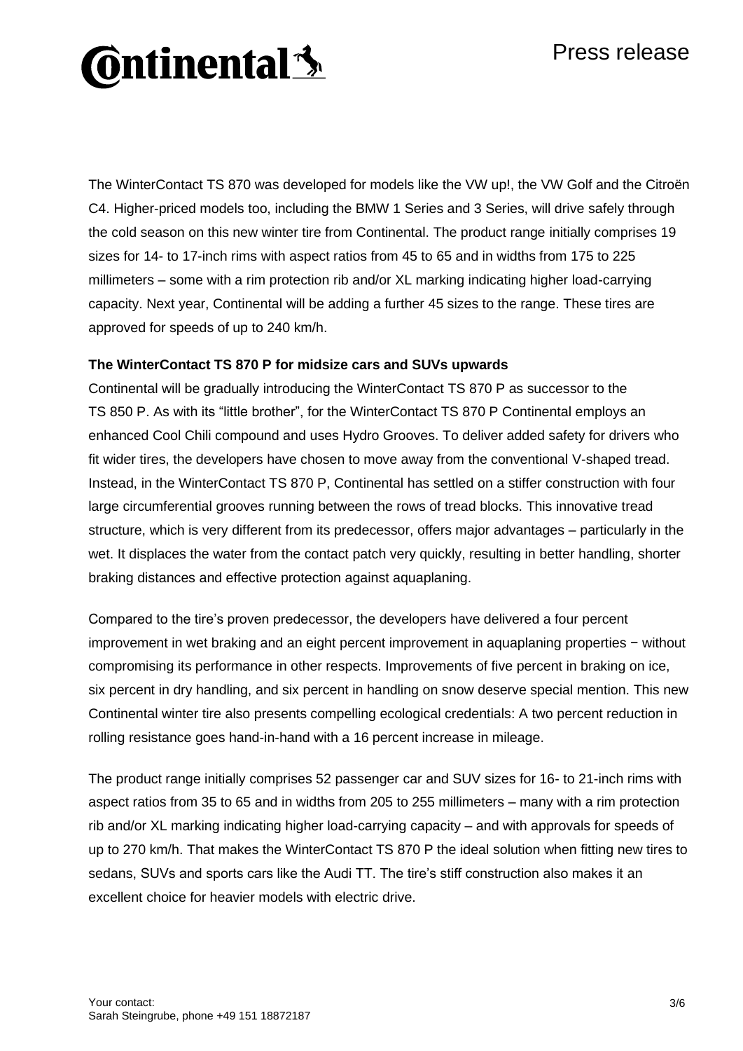The WinterContact TS 870 was developed for models like the VW up!, the VW Golf and the Citroën C4. Higher-priced models too, including the BMW 1 Series and 3 Series, will drive safely through the cold season on this new winter tire from Continental. The product range initially comprises 19 sizes for 14- to 17-inch rims with aspect ratios from 45 to 65 and in widths from 175 to 225 millimeters – some with a rim protection rib and/or XL marking indicating higher load-carrying capacity. Next year, Continental will be adding a further 45 sizes to the range. These tires are approved for speeds of up to 240 km/h.

**The WinterContact TS 870 P for midsize cars and SUVs upwards**

Continental will be gradually introducing the WinterContact TS 870 P as successor to the TS 850 P. As with its "little brother", for the WinterContact TS 870 P Continental employs an enhanced Cool Chili compound and uses Hydro Grooves. To deliver added safety for drivers who fit wider tires, the developers have chosen to move away from the conventional V-shaped tread. Instead, in the WinterContact TS 870 P, Continental has settled on a stiffer construction with four large circumferential grooves running between the rows of tread blocks. This innovative tread structure, which is very different from its predecessor, offers major advantages – particularly in the wet. It displaces the water from the contact patch very quickly, resulting in better handling, shorter braking distances and effective protection against aquaplaning.

Compared to the tire's proven predecessor, the developers have delivered a four percent improvement in wet braking and an eight percent improvement in aquaplaning properties − without compromising its performance in other respects. Improvements of five percent in braking on ice, six percent in dry handling, and six percent in handling on snow deserve special mention. This new Continental winter tire also presents compelling ecological credentials: A two percent reduction in rolling resistance goes hand-in-hand with a 16 percent increase in mileage.

The product range initially comprises 52 passenger car and SUV sizes for 16- to 21-inch rims with aspect ratios from 35 to 65 and in widths from 205 to 255 millimeters – many with a rim protection rib and/or XL marking indicating higher load-carrying capacity – and with approvals for speeds of up to 270 km/h. That makes the WinterContact TS 870 P the ideal solution when fitting new tires to sedans, SUVs and sports cars like the Audi TT. The tire's stiff construction also makes it an excellent choice for heavier models with electric drive.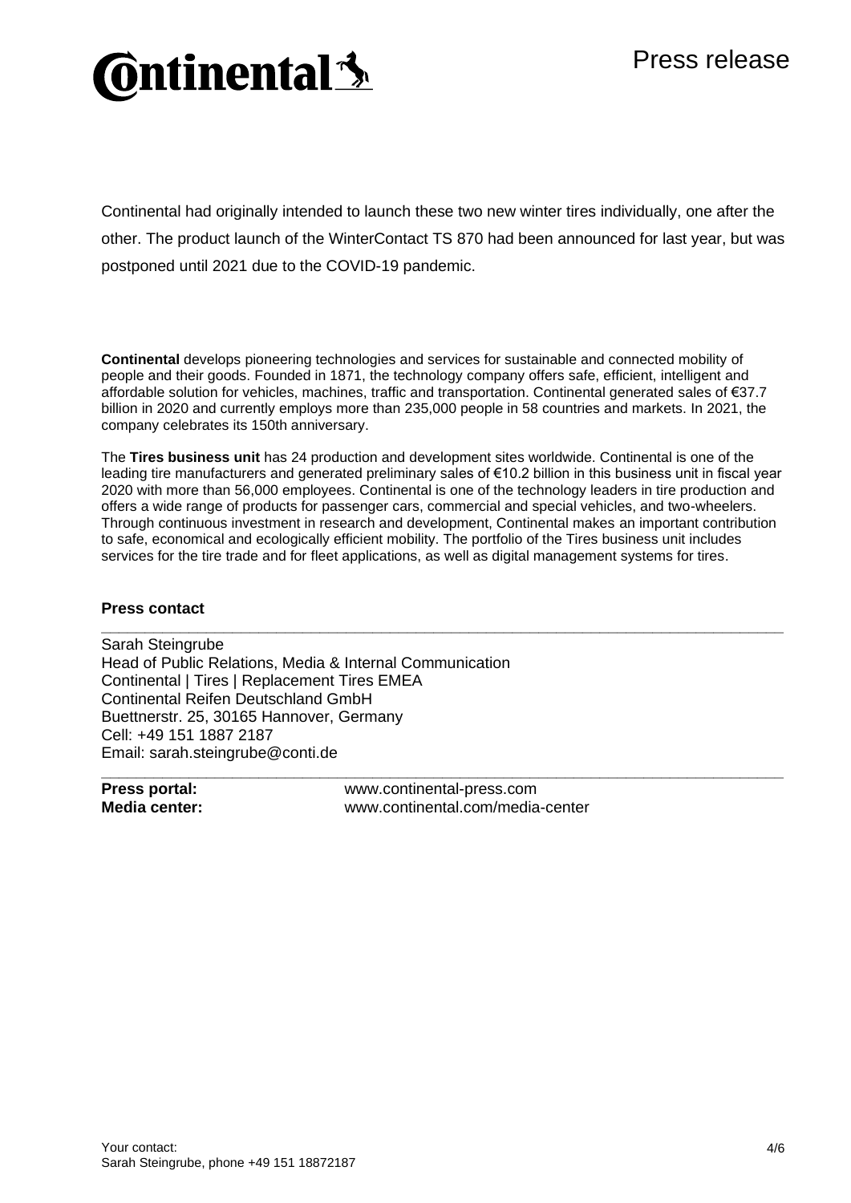Continental had originally intended to launch these two new winter tires individually, one after the other. The product launch of the WinterContact TS 870 had been announced for last year, but was postponed until 2021 due to the COVID-19 pandemic.

**Continental** develops pioneering technologies and services for sustainable and connected mobility of people and their goods. Founded in 1871, the technology company offers safe, efficient, intelligent and affordable solution for vehicles, machines, traffic and transportation. Continental generated sales of €37.7 billion in 2020 and currently employs more than 235,000 people in 58 countries and markets. In 2021, the company celebrates its 150th anniversary.

The **Tires business unit** has 24 production and development sites worldwide. Continental is one of the leading tire manufacturers and generated preliminary sales of €10.2 billion in this business unit in fiscal year 2020 with more than 56,000 employees. Continental is one of the technology leaders in tire production and offers a wide range of products for passenger cars, commercial and special vehicles, and two-wheelers. Through continuous investment in research and development, Continental makes an important contribution to safe, economical and ecologically efficient mobility. The portfolio of the Tires business unit includes services for the tire trade and for fleet applications, as well as digital management systems for tires.

**Press contact**

Sarah Steingrube
Head of Public Relations, Media & Internal Communication
Continental | Tires | Replacement Tires EMEA
Continental Reifen Deutschland GmbH
Buettnerstr. 25, 30165 Hannover, Germany
Cell: +49 151 1887 2187
Email: sarah.steingrube@conti.de

**Press portal:** www.continental-press.com
**Media center:** www.continental.com/media-center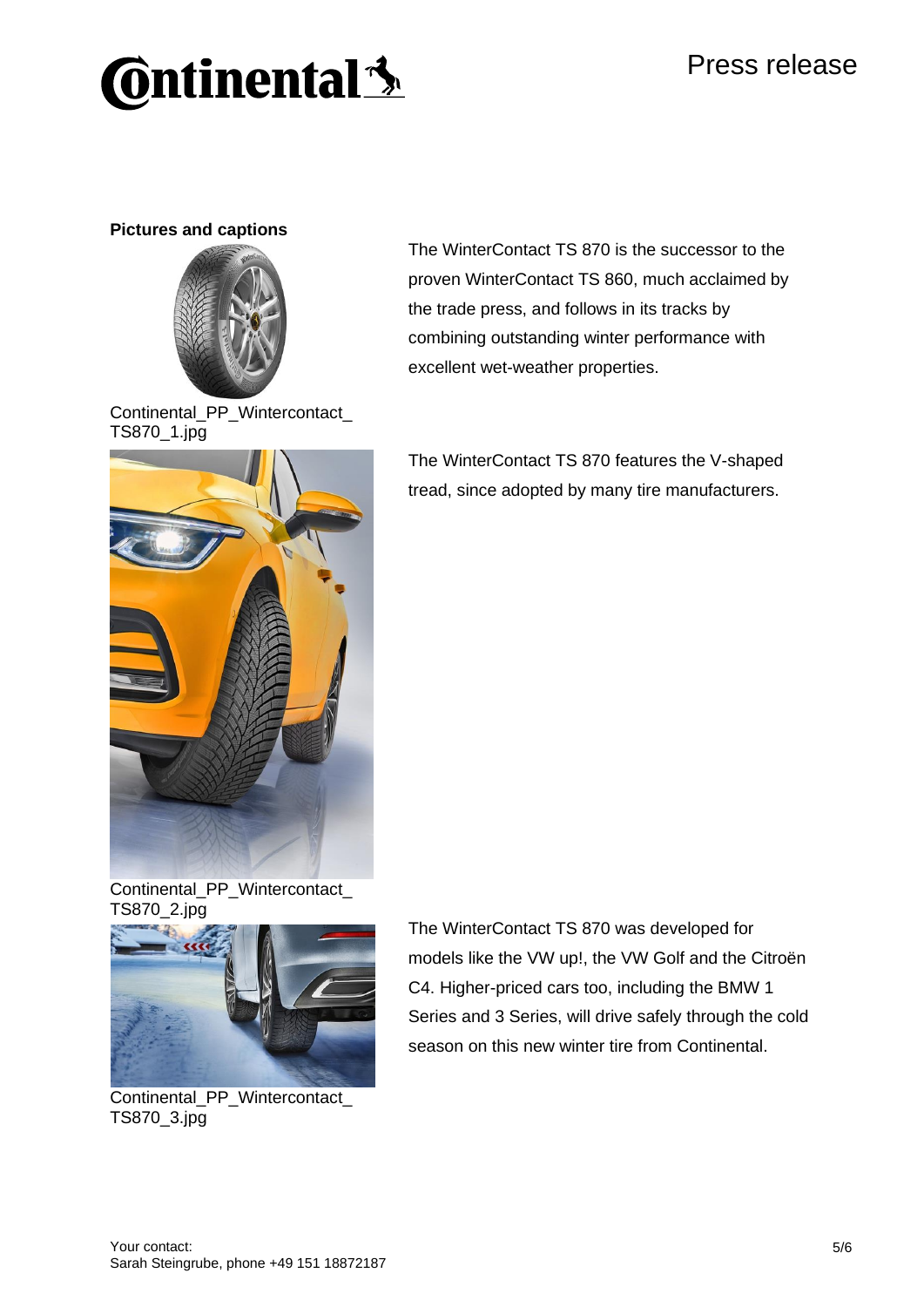**Pictures and captions**

Continental_PP_Wintercontact_TS870_1.jpg

The WinterContact TS 870 is the successor to the proven WinterContact TS 860, much acclaimed by the trade press, and follows in its tracks by combining outstanding winter performance with excellent wet-weather properties.

Continental_PP_Wintercontact_TS870_2.jpg

The WinterContact TS 870 features the V-shaped tread, since adopted by many tire manufacturers.

Continental_PP_Wintercontact_TS870_3.jpg

The WinterContact TS 870 was developed for models like the VW up!, the VW Golf and the Citroën C4. Higher-priced cars too, including the BMW 1 Series and 3 Series, will drive safely through the cold season on this new winter tire from Continental.

Your contact:
Sarah Steingrube, phone +49 151 18872187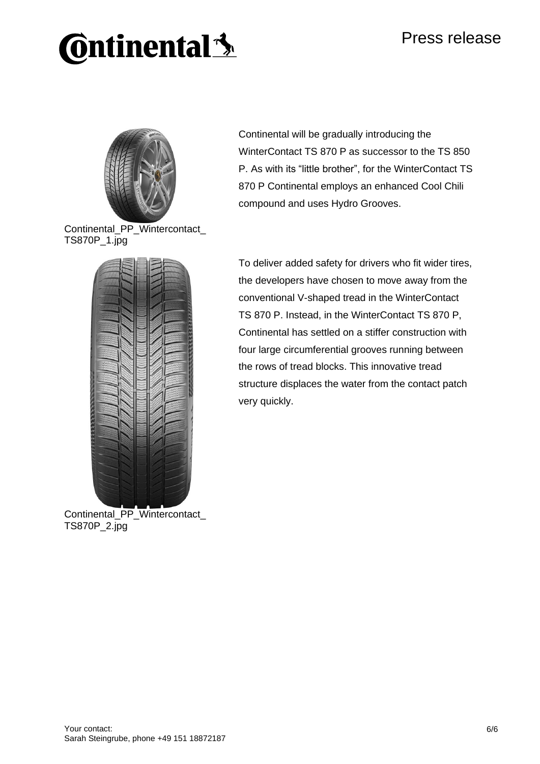Continental will be gradually introducing the WinterContact TS 870 P as successor to the TS 850 P. As with its “little brother”, for the WinterContact TS 870 P Continental employs an enhanced Cool Chili compound and uses Hydro Grooves.

Continental_PP_Wintercontact_TS870P_1.jpg

To deliver added safety for drivers who fit wider tires, the developers have chosen to move away from the conventional V-shaped tread in the WinterContact TS 870 P. Instead, in the WinterContact TS 870 P, Continental has settled on a stiffer construction with four large circumferential grooves running between the rows of tread blocks. This innovative tread structure displaces the water from the contact patch very quickly.

Continental_PP_Wintercontact_TS870P_2.jpg

Your contact:
Sarah Steingrube, phone +49 151 18872187